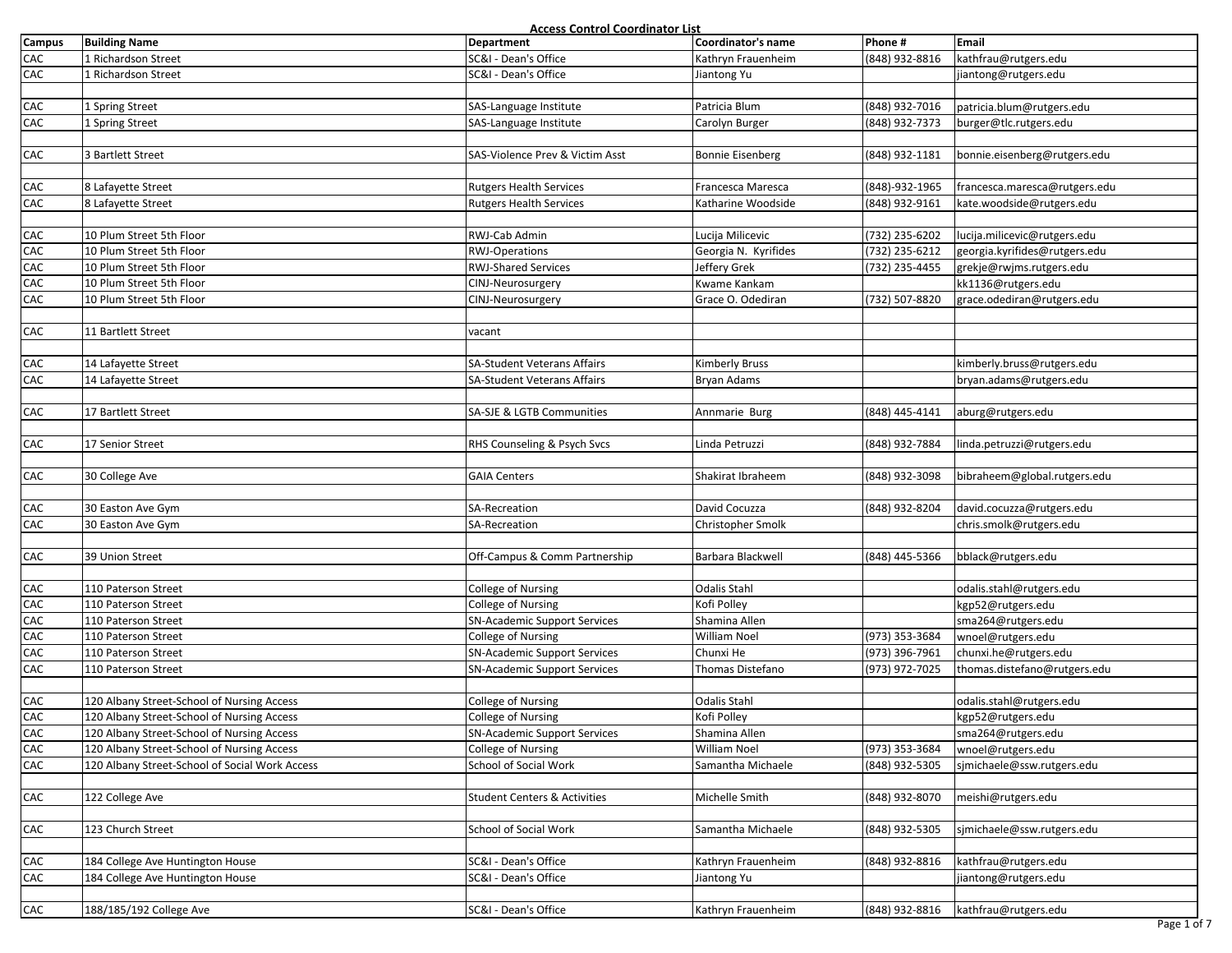# Access Control Coordinator List

| Campus | Building Name | Department | Coordinator's name | Phone # | Email |
|---|---|---|---|---|---|
| CAC | 1 Richardson Street | SC&I - Dean's Office | Kathryn Frauenheim | (848) 932-8816 | kathfrau@rutgers.edu |
| CAC | 1 Richardson Street | SC&I - Dean's Office | Jiantong Yu | | jiantong@rutgers.edu |
| | | | | | |
| CAC | 1 Spring Street | SAS-Language Institute | Patricia Blum | (848) 932-7016 | patricia.blum@rutgers.edu |
| CAC | 1 Spring Street | SAS-Language Institute | Carolyn Burger | (848) 932-7373 | burger@tlc.rutgers.edu |
| | | | | | |
| CAC | 3 Bartlett Street | SAS-Violence Prev & Victim Asst | Bonnie Eisenberg | (848) 932-1181 | bonnie.eisenberg@rutgers.edu |
| | | | | | |
| CAC | 8 Lafayette Street | Rutgers Health Services | Francesca Maresca | (848)-932-1965 | francesca.maresca@rutgers.edu |
| CAC | 8 Lafayette Street | Rutgers Health Services | Katharine Woodside | (848) 932-9161 | kate.woodside@rutgers.edu |
| | | | | | |
| CAC | 10 Plum Street 5th Floor | RWJ-Cab Admin | Lucija Milicevic | (732) 235-6202 | lucija.milicevic@rutgers.edu |
| CAC | 10 Plum Street 5th Floor | RWJ-Operations | Georgia N. Kyrifides | (732) 235-6212 | georgia.kyrifides@rutgers.edu |
| CAC | 10 Plum Street 5th Floor | RWJ-Shared Services | Jeffery Grek | (732) 235-4455 | grekje@rwjms.rutgers.edu |
| CAC | 10 Plum Street 5th Floor | CINJ-Neurosurgery | Kwame Kankam | | kk1136@rutgers.edu |
| CAC | 10 Plum Street 5th Floor | CINJ-Neurosurgery | Grace O. Odediran | (732) 507-8820 | grace.odediran@rutgers.edu |
| | | | | | |
| CAC | 11 Bartlett Street | vacant | | | |
| | | | | | |
| CAC | 14 Lafayette Street | SA-Student Veterans Affairs | Kimberly Bruss | | kimberly.bruss@rutgers.edu |
| CAC | 14 Lafayette Street | SA-Student Veterans Affairs | Bryan Adams | | bryan.adams@rutgers.edu |
| | | | | | |
| CAC | 17 Bartlett Street | SA-SJE & LGTB Communities | Annmarie Burg | (848) 445-4141 | aburg@rutgers.edu |
| | | | | | |
| CAC | 17 Senior Street | RHS Counseling & Psych Svcs | Linda Petruzzi | (848) 932-7884 | linda.petruzzi@rutgers.edu |
| | | | | | |
| CAC | 30 College Ave | GAIA Centers | Shakirat Ibraheem | (848) 932-3098 | bibraheem@global.rutgers.edu |
| | | | | | |
| CAC | 30 Easton Ave Gym | SA-Recreation | David Cocuzza | (848) 932-8204 | david.cocuzza@rutgers.edu |
| CAC | 30 Easton Ave Gym | SA-Recreation | Christopher Smolk | | chris.smolk@rutgers.edu |
| | | | | | |
| CAC | 39 Union Street | Off-Campus & Comm Partnership | Barbara Blackwell | (848) 445-5366 | bblack@rutgers.edu |
| | | | | | |
| CAC | 110 Paterson Street | College of Nursing | Odalis Stahl | | odalis.stahl@rutgers.edu |
| CAC | 110 Paterson Street | College of Nursing | Kofi Polley | | kgp52@rutgers.edu |
| CAC | 110 Paterson Street | SN-Academic Support Services | Shamina Allen | | sma264@rutgers.edu |
| CAC | 110 Paterson Street | College of Nursing | William Noel | (973) 353-3684 | wnoel@rutgers.edu |
| CAC | 110 Paterson Street | SN-Academic Support Services | Chunxi He | (973) 396-7961 | chunxi.he@rutgers.edu |
| CAC | 110 Paterson Street | SN-Academic Support Services | Thomas Distefano | (973) 972-7025 | thomas.distefano@rutgers.edu |
| | | | | | |
| CAC | 120 Albany Street-School of Nursing Access | College of Nursing | Odalis Stahl | | odalis.stahl@rutgers.edu |
| CAC | 120 Albany Street-School of Nursing Access | College of Nursing | Kofi Polley | | kgp52@rutgers.edu |
| CAC | 120 Albany Street-School of Nursing Access | SN-Academic Support Services | Shamina Allen | | sma264@rutgers.edu |
| CAC | 120 Albany Street-School of Nursing Access | College of Nursing | William Noel | (973) 353-3684 | wnoel@rutgers.edu |
| CAC | 120 Albany Street-School of Social Work Access | School of Social Work | Samantha Michaele | (848) 932-5305 | sjmichaele@ssw.rutgers.edu |
| | | | | | |
| CAC | 122 College Ave | Student Centers & Activities | Michelle Smith | (848) 932-8070 | meishi@rutgers.edu |
| | | | | | |
| CAC | 123 Church Street | School of Social Work | Samantha Michaele | (848) 932-5305 | sjmichaele@ssw.rutgers.edu |
| | | | | | |
| CAC | 184 College Ave Huntington House | SC&I - Dean's Office | Kathryn Frauenheim | (848) 932-8816 | kathfrau@rutgers.edu |
| CAC | 184 College Ave Huntington House | SC&I - Dean's Office | Jiantong Yu | | jiantong@rutgers.edu |
| | | | | | |
| CAC | 188/185/192 College Ave | SC&I - Dean's Office | Kathryn Frauenheim | (848) 932-8816 | kathfrau@rutgers.edu |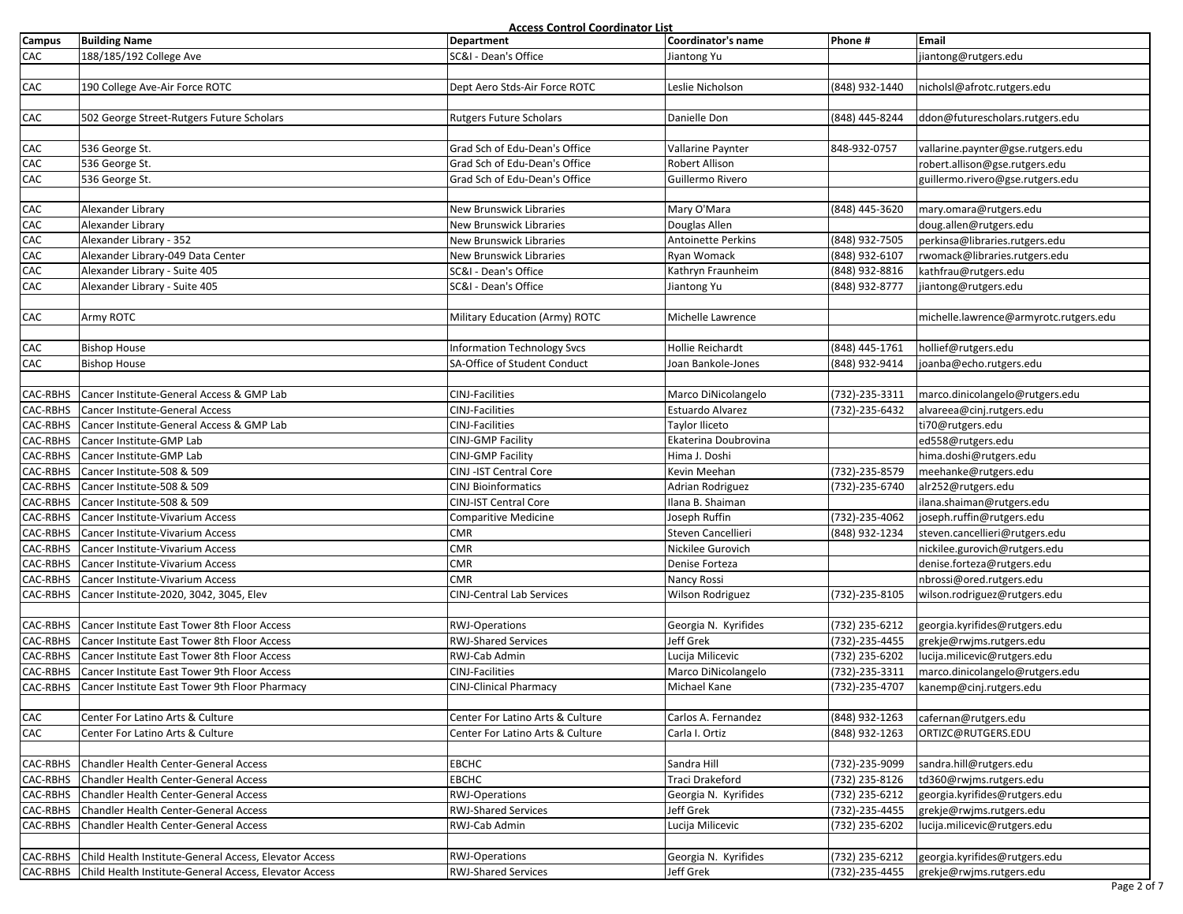**Access Control Coordinator List**

| Campus | Building Name | Department | Coordinator's name | Phone # | Email |
|---|---|---|---|---|---|
| CAC | 188/185/192 College Ave | SC&I - Dean's Office | Jiantong Yu | | jiantong@rutgers.edu |
| | | | | | |
| CAC | 190 College Ave-Air Force ROTC | Dept Aero Stds-Air Force ROTC | Leslie Nicholson | (848) 932-1440 | nicholsl@afrotc.rutgers.edu |
| | | | | | |
| CAC | 502 George Street-Rutgers Future Scholars | Rutgers Future Scholars | Danielle Don | (848) 445-8244 | ddon@futurescholars.rutgers.edu |
| | | | | | |
| CAC | 536 George St. | Grad Sch of Edu-Dean's Office | Vallarine Paynter | 848-932-0757 | vallarine.paynter@gse.rutgers.edu |
| CAC | 536 George St. | Grad Sch of Edu-Dean's Office | Robert Allison | | robert.allison@gse.rutgers.edu |
| CAC | 536 George St. | Grad Sch of Edu-Dean's Office | Guillermo Rivero | | guillermo.rivero@gse.rutgers.edu |
| | | | | | |
| CAC | Alexander Library | New Brunswick Libraries | Mary O'Mara | (848) 445-3620 | mary.omara@rutgers.edu |
| CAC | Alexander Library | New Brunswick Libraries | Douglas Allen | | doug.allen@rutgers.edu |
| CAC | Alexander Library - 352 | New Brunswick Libraries | Antoinette Perkins | (848) 932-7505 | perkinsa@libraries.rutgers.edu |
| CAC | Alexander Library-049 Data Center | New Brunswick Libraries | Ryan Womack | (848) 932-6107 | rwomack@libraries.rutgers.edu |
| CAC | Alexander Library - Suite 405 | SC&I - Dean's Office | Kathryn Fraunheim | (848) 932-8816 | kathfrau@rutgers.edu |
| CAC | Alexander Library - Suite 405 | SC&I - Dean's Office | Jiantong Yu | (848) 932-8777 | jiantong@rutgers.edu |
| | | | | | |
| CAC | Army ROTC | Military Education (Army) ROTC | Michelle Lawrence | | michelle.lawrence@armyrotc.rutgers.edu |
| | | | | | |
| CAC | Bishop House | Information Technology Svcs | Hollie Reichardt | (848) 445-1761 | hollief@rutgers.edu |
| CAC | Bishop House | SA-Office of Student Conduct | Joan Bankole-Jones | (848) 932-9414 | joanba@echo.rutgers.edu |
| | | | | | |
| CAC-RBHS | Cancer Institute-General Access & GMP Lab | CINJ-Facilities | Marco DiNicolangelo | (732)-235-3311 | marco.dinicolangelo@rutgers.edu |
| CAC-RBHS | Cancer Institute-General Access | CINJ-Facilities | Estuardo Alvarez | (732)-235-6432 | alvareea@cinj.rutgers.edu |
| CAC-RBHS | Cancer Institute-General Access & GMP Lab | CINJ-Facilities | Taylor Iliceto | | ti70@rutgers.edu |
| CAC-RBHS | Cancer Institute-GMP Lab | CINJ-GMP Facility | Ekaterina Doubrovina | | ed558@rutgers.edu |
| CAC-RBHS | Cancer Institute-GMP Lab | CINJ-GMP Facility | Hima J. Doshi | | hima.doshi@rutgers.edu |
| CAC-RBHS | Cancer Institute-508 & 509 | CINJ -IST Central Core | Kevin Meehan | (732)-235-8579 | meehanke@rutgers.edu |
| CAC-RBHS | Cancer Institute-508 & 509 | CINJ Bioinformatics | Adrian Rodriguez | (732)-235-6740 | alr252@rutgers.edu |
| CAC-RBHS | Cancer Institute-508 & 509 | CINJ-IST Central Core | Ilana B. Shaiman | | ilana.shaiman@rutgers.edu |
| CAC-RBHS | Cancer Institute-Vivarium Access | Comparitive Medicine | Joseph Ruffin | (732)-235-4062 | joseph.ruffin@rutgers.edu |
| CAC-RBHS | Cancer Institute-Vivarium Access | CMR | Steven Cancellieri | (848) 932-1234 | steven.cancellieri@rutgers.edu |
| CAC-RBHS | Cancer Institute-Vivarium Access | CMR | Nickilee Gurovich | | nickilee.gurovich@rutgers.edu |
| CAC-RBHS | Cancer Institute-Vivarium Access | CMR | Denise Forteza | | denise.forteza@rutgers.edu |
| CAC-RBHS | Cancer Institute-Vivarium Access | CMR | Nancy Rossi | | nbrossi@ored.rutgers.edu |
| CAC-RBHS | Cancer Institute-2020, 3042, 3045, Elev | CINJ-Central Lab Services | Wilson Rodriguez | (732)-235-8105 | wilson.rodriguez@rutgers.edu |
| | | | | | |
| CAC-RBHS | Cancer Institute East Tower 8th Floor Access | RWJ-Operations | Georgia N. Kyrifides | (732) 235-6212 | georgia.kyrifides@rutgers.edu |
| CAC-RBHS | Cancer Institute East Tower 8th Floor Access | RWJ-Shared Services | Jeff Grek | (732)-235-4455 | grekje@rwjms.rutgers.edu |
| CAC-RBHS | Cancer Institute East Tower 8th Floor Access | RWJ-Cab Admin | Lucija Milicevic | (732) 235-6202 | lucija.milicevic@rutgers.edu |
| CAC-RBHS | Cancer Institute East Tower 9th Floor Access | CINJ-Facilities | Marco DiNicolangelo | (732)-235-3311 | marco.dinicolangelo@rutgers.edu |
| CAC-RBHS | Cancer Institute East Tower 9th Floor Pharmacy | CINJ-Clinical Pharmacy | Michael Kane | (732)-235-4707 | kanemp@cinj.rutgers.edu |
| | | | | | |
| CAC | Center For Latino Arts & Culture | Center For Latino Arts & Culture | Carlos A. Fernandez | (848) 932-1263 | cafernan@rutgers.edu |
| CAC | Center For Latino Arts & Culture | Center For Latino Arts & Culture | Carla I. Ortiz | (848) 932-1263 | ORTIZC@RUTGERS.EDU |
| | | | | | |
| CAC-RBHS | Chandler Health Center-General Access | EBCHC | Sandra Hill | (732)-235-9099 | sandra.hill@rutgers.edu |
| CAC-RBHS | Chandler Health Center-General Access | EBCHC | Traci Drakeford | (732) 235-8126 | td360@rwjms.rutgers.edu |
| CAC-RBHS | Chandler Health Center-General Access | RWJ-Operations | Georgia N. Kyrifides | (732) 235-6212 | georgia.kyrifides@rutgers.edu |
| CAC-RBHS | Chandler Health Center-General Access | RWJ-Shared Services | Jeff Grek | (732)-235-4455 | grekje@rwjms.rutgers.edu |
| CAC-RBHS | Chandler Health Center-General Access | RWJ-Cab Admin | Lucija Milicevic | (732) 235-6202 | lucija.milicevic@rutgers.edu |
| | | | | | |
| CAC-RBHS | Child Health Institute-General Access, Elevator Access | RWJ-Operations | Georgia N. Kyrifides | (732) 235-6212 | georgia.kyrifides@rutgers.edu |
| CAC-RBHS | Child Health Institute-General Access, Elevator Access | RWJ-Shared Services | Jeff Grek | (732)-235-4455 | grekje@rwjms.rutgers.edu |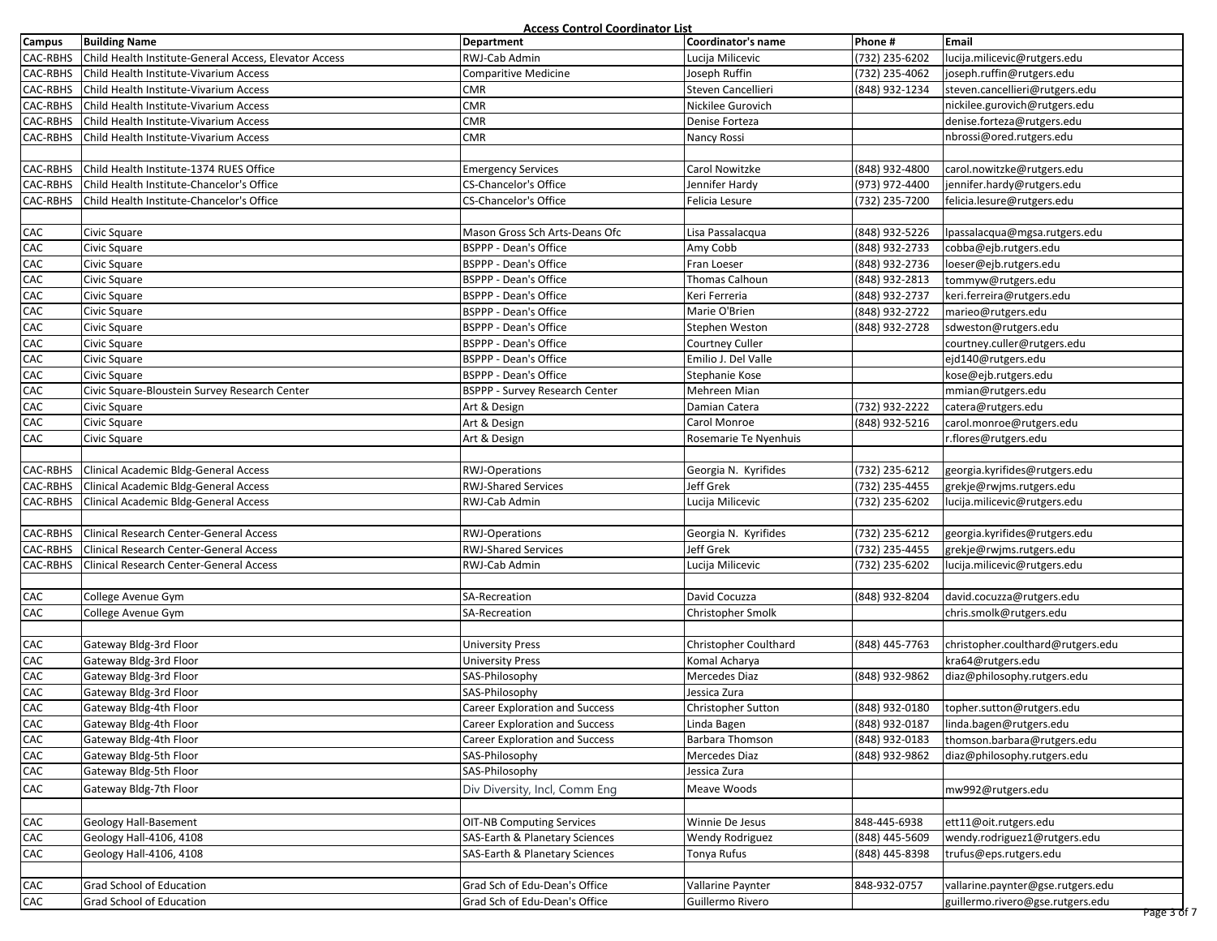**Access Control Coordinator List**

| Campus | Building Name | Department | Coordinator's name | Phone # | Email |
|---|---|---|---|---|---|
| CAC-RBHS | Child Health Institute-General Access, Elevator Access | RWJ-Cab Admin | Lucija Milicevic | (732) 235-6202 | lucija.milicevic@rutgers.edu |
| CAC-RBHS | Child Health Institute-Vivarium Access | Comparitive Medicine | Joseph Ruffin | (732) 235-4062 | joseph.ruffin@rutgers.edu |
| CAC-RBHS | Child Health Institute-Vivarium Access | CMR | Steven Cancellieri | (848) 932-1234 | steven.cancellieri@rutgers.edu |
| CAC-RBHS | Child Health Institute-Vivarium Access | CMR | Nickilee Gurovich | | nickilee.gurovich@rutgers.edu |
| CAC-RBHS | Child Health Institute-Vivarium Access | CMR | Denise Forteza | | denise.forteza@rutgers.edu |
| CAC-RBHS | Child Health Institute-Vivarium Access | CMR | Nancy Rossi | | nbrossi@ored.rutgers.edu |
| | | | | | |
| CAC-RBHS | Child Health Institute-1374 RUES Office | Emergency Services | Carol Nowitzke | (848) 932-4800 | carol.nowitzke@rutgers.edu |
| CAC-RBHS | Child Health Institute-Chancelor's Office | CS-Chancelor's Office | Jennifer Hardy | (973) 972-4400 | jennifer.hardy@rutgers.edu |
| CAC-RBHS | Child Health Institute-Chancelor's Office | CS-Chancelor's Office | Felicia Lesure | (732) 235-7200 | felicia.lesure@rutgers.edu |
| | | | | | |
| CAC | Civic Square | Mason Gross Sch Arts-Deans Ofc | Lisa Passalacqua | (848) 932-5226 | lpassalacqua@mgsa.rutgers.edu |
| CAC | Civic Square | BSPPP - Dean's Office | Amy Cobb | (848) 932-2733 | cobba@ejb.rutgers.edu |
| CAC | Civic Square | BSPPP - Dean's Office | Fran Loeser | (848) 932-2736 | loeser@ejb.rutgers.edu |
| CAC | Civic Square | BSPPP - Dean's Office | Thomas Calhoun | (848) 932-2813 | tommyw@rutgers.edu |
| CAC | Civic Square | BSPPP - Dean's Office | Keri Ferreria | (848) 932-2737 | keri.ferreria@rutgers.edu |
| CAC | Civic Square | BSPPP - Dean's Office | Marie O'Brien | (848) 932-2722 | marieo@rutgers.edu |
| CAC | Civic Square | BSPPP - Dean's Office | Stephen Weston | (848) 932-2728 | sdweston@rutgers.edu |
| CAC | Civic Square | BSPPP - Dean's Office | Courtney Culler | | courtney.culler@rutgers.edu |
| CAC | Civic Square | BSPPP - Dean's Office | Emilio J. Del Valle | | ejd140@rutgers.edu |
| CAC | Civic Square | BSPPP - Dean's Office | Stephanie Kose | | kose@ejb.rutgers.edu |
| CAC | Civic Square-Bloustein Survey Research Center | BSPPP - Survey Research Center | Mehreen Mian | | mmian@rutgers.edu |
| CAC | Civic Square | Art & Design | Damian Catera | (732) 932-2222 | catera@rutgers.edu |
| CAC | Civic Square | Art & Design | Carol Monroe | (848) 932-5216 | carol.monroe@rutgers.edu |
| CAC | Civic Square | Art & Design | Rosemarie Te Nyenhuis | | r.flores@rutgers.edu |
| | | | | | |
| CAC-RBHS | Clinical Academic Bldg-General Access | RWJ-Operations | Georgia N. Kyrifides | (732) 235-6212 | georgia.kyrifides@rutgers.edu |
| CAC-RBHS | Clinical Academic Bldg-General Access | RWJ-Shared Services | Jeff Grek | (732) 235-4455 | grekje@rwjms.rutgers.edu |
| CAC-RBHS | Clinical Academic Bldg-General Access | RWJ-Cab Admin | Lucija Milicevic | (732) 235-6202 | lucija.milicevic@rutgers.edu |
| | | | | | |
| CAC-RBHS | Clinical Research Center-General Access | RWJ-Operations | Georgia N. Kyrifides | (732) 235-6212 | georgia.kyrifides@rutgers.edu |
| CAC-RBHS | Clinical Research Center-General Access | RWJ-Shared Services | Jeff Grek | (732) 235-4455 | grekje@rwjms.rutgers.edu |
| CAC-RBHS | Clinical Research Center-General Access | RWJ-Cab Admin | Lucija Milicevic | (732) 235-6202 | lucija.milicevic@rutgers.edu |
| | | | | | |
| CAC | College Avenue Gym | SA-Recreation | David Cocuzza | (848) 932-8204 | david.cocuzza@rutgers.edu |
| CAC | College Avenue Gym | SA-Recreation | Christopher Smolk | | chris.smolk@rutgers.edu |
| | | | | | |
| CAC | Gateway Bldg-3rd Floor | University Press | Christopher Coulthard | (848) 445-7763 | christopher.coulthard@rutgers.edu |
| CAC | Gateway Bldg-3rd Floor | University Press | Komal Acharya | | kra64@rutgers.edu |
| CAC | Gateway Bldg-3rd Floor | SAS-Philosophy | Mercedes Diaz | (848) 932-9862 | diaz@philosophy.rutgers.edu |
| CAC | Gateway Bldg-3rd Floor | SAS-Philosophy | Jessica Zura | | |
| CAC | Gateway Bldg-4th Floor | Career Exploration and Success | Christopher Sutton | (848) 932-0180 | topher.sutton@rutgers.edu |
| CAC | Gateway Bldg-4th Floor | Career Exploration and Success | Linda Bagen | (848) 932-0187 | linda.bagen@rutgers.edu |
| CAC | Gateway Bldg-4th Floor | Career Exploration and Success | Barbara Thomson | (848) 932-0183 | thomson.barbara@rutgers.edu |
| CAC | Gateway Bldg-5th Floor | SAS-Philosophy | Mercedes Diaz | (848) 932-9862 | diaz@philosophy.rutgers.edu |
| CAC | Gateway Bldg-5th Floor | SAS-Philosophy | Jessica Zura | | |
| CAC | Gateway Bldg-7th Floor | Div Diversity, Incl, Comm Eng | Meave Woods | | mw992@rutgers.edu |
| | | | | | |
| CAC | Geology Hall-Basement | OIT-NB Computing Services | Winnie De Jesus | 848-445-6938 | ett11@oit.rutgers.edu |
| CAC | Geology Hall-4106, 4108 | SAS-Earth & Planetary Sciences | Wendy Rodriguez | (848) 445-5609 | wendy.rodriguez1@rutgers.edu |
| CAC | Geology Hall-4106, 4108 | SAS-Earth & Planetary Sciences | Tonya Rufus | (848) 445-8398 | trufus@eps.rutgers.edu |
| | | | | | |
| CAC | Grad School of Education | Grad Sch of Edu-Dean's Office | Vallarine Paynter | 848-932-0757 | vallarine.paynter@gse.rutgers.edu |
| CAC | Grad School of Education | Grad Sch of Edu-Dean's Office | Guillermo Rivero | | guillermo.rivero@gse.rutgers.edu |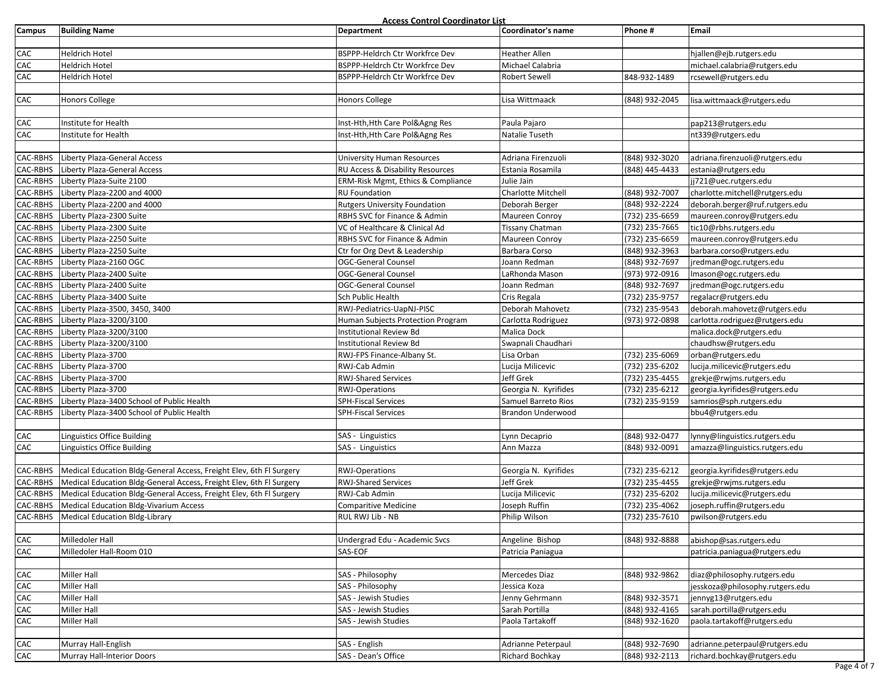**Access Control Coordinator List**

| Campus | Building Name | Department | Coordinator's name | Phone # | Email |
|---|---|---|---|---|---|
| | | | | | |
| CAC | Heldrich Hotel | BSPPP-Heldrch Ctr Workfrce Dev | Heather Allen | | hjallen@ejb.rutgers.edu |
| CAC | Heldrich Hotel | BSPPP-Heldrch Ctr Workfrce Dev | Michael Calabria | | michael.calabria@rutgers.edu |
| CAC | Heldrich Hotel | BSPPP-Heldrch Ctr Workfrce Dev | Robert Sewell | 848-932-1489 | rcsewell@rutgers.edu |
| | | | | | |
| CAC | Honors College | Honors College | Lisa Wittmaack | (848) 932-2045 | lisa.wittmaack@rutgers.edu |
| | | | | | |
| CAC | Institute for Health | Inst-Hth,Hth Care Pol&Agng Res | Paula Pajaro | | pap213@rutgers.edu |
| CAC | Institute for Health | Inst-Hth,Hth Care Pol&Agng Res | Natalie Tuseth | | nt339@rutgers.edu |
| | | | | | |
| CAC-RBHS | Liberty Plaza-General Access | University Human Resources | Adriana Firenzuoli | (848) 932-3020 | adriana.firenzuoli@rutgers.edu |
| CAC-RBHS | Liberty Plaza-General Access | RU Access & Disability Resources | Estania Rosamilia | (848) 445-4433 | estania@rutgers.edu |
| CAC-RBHS | Liberty Plaza-Suite 2100 | ERM-Risk Mgmt, Ethics & Compliance | Julie Jain | | jj721@uec.rutgers.edu |
| CAC-RBHS | Liberty Plaza-2200 and 4000 | RU Foundation | Charlotte Mitchell | (848) 932-7007 | charlotte.mitchell@rutgers.edu |
| CAC-RBHS | Liberty Plaza-2200 and 4000 | Rutgers University Foundation | Deborah Berger | (848) 932-2224 | deborah.berger@ruf.rutgers.edu |
| CAC-RBHS | Liberty Plaza-2300 Suite | RBHS SVC for Finance & Admin | Maureen Conroy | (732) 235-6659 | maureen.conroy@rutgers.edu |
| CAC-RBHS | Liberty Plaza-2300 Suite | VC of Healthcare & Clinical Ad | Tissany Chatman | (732) 235-7665 | tic10@rbhs.rutgers.edu |
| CAC-RBHS | Liberty Plaza-2250 Suite | RBHS SVC for Finance & Admin | Maureen Conroy | (732) 235-6659 | maureen.conroy@rutgers.edu |
| CAC-RBHS | Liberty Plaza-2250 Suite | Ctr for Org Devt & Leadership | Barbara Corso | (848) 932-3963 | barbara.corso@rutgers.edu |
| CAC-RBHS | Liberty Plaza-2160 OGC | OGC-General Counsel | Joann Redman | (848) 932-7697 | jredman@ogc.rutgers.edu |
| CAC-RBHS | Liberty Plaza-2400 Suite | OGC-General Counsel | LaRhonda Mason | (973) 972-0916 | lmason@ogc.rutgers.edu |
| CAC-RBHS | Liberty Plaza-2400 Suite | OGC-General Counsel | Joann Redman | (848) 932-7697 | jredman@ogc.rutgers.edu |
| CAC-RBHS | Liberty Plaza-3400 Suite | Sch Public Health | Cris Regala | (732) 235-9757 | regalacr@rutgers.edu |
| CAC-RBHS | Liberty Plaza-3500, 3450, 3400 | RWJ-Pediatrics-UapNJ-PISC | Deborah Mahovetz | (732) 235-9543 | deborah.mahovetz@rutgers.edu |
| CAC-RBHS | Liberty Plaza-3200/3100 | Human Subjects Protection Program | Carlotta Rodriguez | (973) 972-0898 | carlotta.rodriguez@rutgers.edu |
| CAC-RBHS | Liberty Plaza-3200/3100 | Institutional Review Bd | Malica Dock | | malica.dock@rutgers.edu |
| CAC-RBHS | Liberty Plaza-3200/3100 | Institutional Review Bd | Swapnali Chaudhari | | chaudhsw@rutgers.edu |
| CAC-RBHS | Liberty Plaza-3700 | RWJ-FPS Finance-Albany St. | Lisa Orban | (732) 235-6069 | orban@rutgers.edu |
| CAC-RBHS | Liberty Plaza-3700 | RWJ-Cab Admin | Lucija Milicevic | (732) 235-6202 | lucija.milicevic@rutgers.edu |
| CAC-RBHS | Liberty Plaza-3700 | RWJ-Shared Services | Jeff Grek | (732) 235-4455 | grekje@rwjms.rutgers.edu |
| CAC-RBHS | Liberty Plaza-3700 | RWJ-Operations | Georgia N. Kyrifides | (732) 235-6212 | georgia.kyrifides@rutgers.edu |
| CAC-RBHS | Liberty Plaza-3400 School of Public Health | SPH-Fiscal Services | Samuel Barreto Rios | (732) 235-9159 | samrios@sph.rutgers.edu |
| CAC-RBHS | Liberty Plaza-3400 School of Public Health | SPH-Fiscal Services | Brandon Underwood | | bbu4@rutgers.edu |
| | | | | | |
| CAC | Linguistics Office Building | SAS - Linguistics | Lynn Decaprio | (848) 932-0477 | lynny@linguistics.rutgers.edu |
| CAC | Linguistics Office Building | SAS - Linguistics | Ann Mazza | (848) 932-0091 | amazza@linguistics.rutgers.edu |
| | | | | | |
| CAC-RBHS | Medical Education Bldg-General Access, Freight Elev, 6th Fl Surgery | RWJ-Operations | Georgia N. Kyrifides | (732) 235-6212 | georgia.kyrifides@rutgers.edu |
| CAC-RBHS | Medical Education Bldg-General Access, Freight Elev, 6th Fl Surgery | RWJ-Shared Services | Jeff Grek | (732) 235-4455 | grekje@rwjms.rutgers.edu |
| CAC-RBHS | Medical Education Bldg-General Access, Freight Elev, 6th Fl Surgery | RWJ-Cab Admin | Lucija Milicevic | (732) 235-6202 | lucija.milicevic@rutgers.edu |
| CAC-RBHS | Medical Education Bldg-Vivarium Access | Comparitive Medicine | Joseph Ruffin | (732) 235-4062 | joseph.ruffin@rutgers.edu |
| CAC-RBHS | Medical Education Bldg-Library | RUL RWJ Lib - NB | Philip Wilson | (732) 235-7610 | pwilson@rutgers.edu |
| | | | | | |
| CAC | Milledoler Hall | Undergrad Edu - Academic Svcs | Angeline Bishop | (848) 932-8888 | abishop@sas.rutgers.edu |
| CAC | Milledoler Hall-Room 010 | SAS-EOF | Patricia Paniagua | | patricia.paniagua@rutgers.edu |
| | | | | | |
| CAC | Miller Hall | SAS - Philosophy | Mercedes Diaz | (848) 932-9862 | diaz@philosophy.rutgers.edu |
| CAC | Miller Hall | SAS - Philosophy | Jessica Koza | | jesskoza@philosophy.rutgers.edu |
| CAC | Miller Hall | SAS - Jewish Studies | Jenny Gehrmann | (848) 932-3571 | jennyg13@rutgers.edu |
| CAC | Miller Hall | SAS - Jewish Studies | Sarah Portilla | (848) 932-4165 | sarah.portilla@rutgers.edu |
| CAC | Miller Hall | SAS - Jewish Studies | Paola Tartakoff | (848) 932-1620 | paola.tartakoff@rutgers.edu |
| | | | | | |
| CAC | Murray Hall-English | SAS - English | Adrianne Peterpaul | (848) 932-7690 | adrianne.peterpaul@rutgers.edu |
| CAC | Murray Hall-Interior Doors | SAS - Dean's Office | Richard Bochkay | (848) 932-2113 | richard.bochkay@rutgers.edu |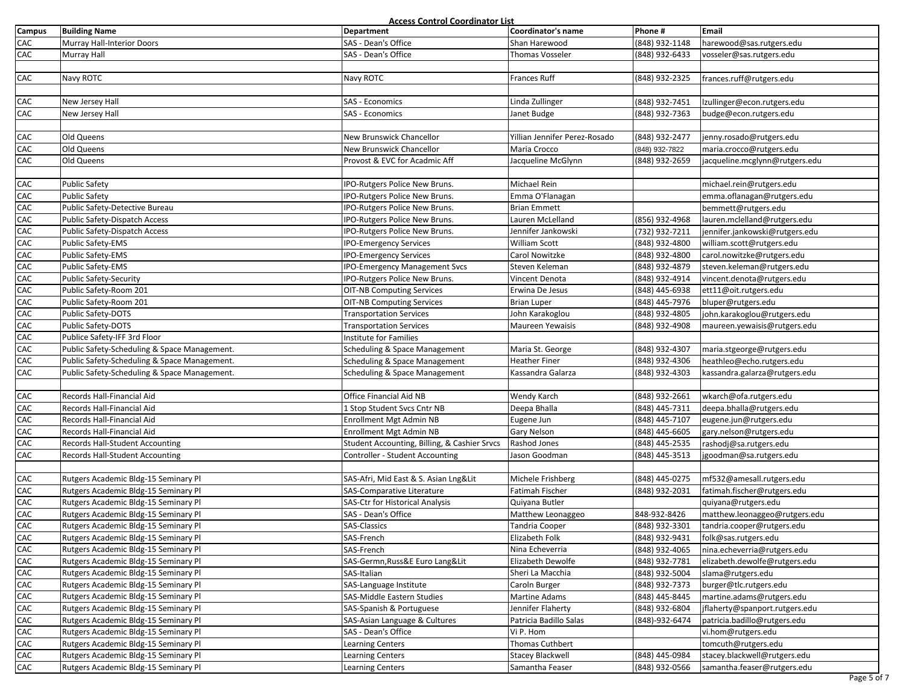**Access Control Coordinator List**

| Campus | Building Name | Department | Coordinator's name | Phone # | Email |
|---|---|---|---|---|---|
| CAC | Murray Hall-Interior Doors | SAS - Dean's Office | Shan Harewood | (848) 932-1148 | harewood@sas.rutgers.edu |
| CAC | Murray Hall | SAS - Dean's Office | Thomas Vosseler | (848) 932-6433 | vosseler@sas.rutgers.edu |
| | | | | | |
| CAC | Navy ROTC | Navy ROTC | Frances Ruff | (848) 932-2325 | frances.ruff@rutgers.edu |
| | | | | | |
| CAC | New Jersey Hall | SAS - Economics | Linda Zullinger | (848) 932-7451 | lzullinger@econ.rutgers.edu |
| CAC | New Jersey Hall | SAS - Economics | Janet Budge | (848) 932-7363 | budge@econ.rutgers.edu |
| | | | | | |
| CAC | Old Queens | New Brunswick Chancellor | Yillian Jennifer Perez-Rosado | (848) 932-2477 | jenny.rosado@rutgers.edu |
| CAC | Old Queens | New Brunswick Chancellor | Maria Crocco | (848) 932-7822 | maria.crocco@rutgers.edu |
| CAC | Old Queens | Provost & EVC for Acadmic Aff | Jacqueline McGlynn | (848) 932-2659 | jacqueline.mcglynn@rutgers.edu |
| | | | | | |
| CAC | Public Safety | IPO-Rutgers Police New Bruns. | Michael Rein | | michael.rein@rutgers.edu |
| CAC | Public Safety | IPO-Rutgers Police New Bruns. | Emma O'Flanagan | | emma.oflanagan@rutgers.edu |
| CAC | Public Safety-Detective Bureau | IPO-Rutgers Police New Bruns. | Brian Emmett | | bemmett@rutgers.edu |
| CAC | Public Safety-Dispatch Access | IPO-Rutgers Police New Bruns. | Lauren McLelland | (856) 932-4968 | lauren.mclelland@rutgers.edu |
| CAC | Public Safety-Dispatch Access | IPO-Rutgers Police New Bruns. | Jennifer Jankowski | (732) 932-7211 | jennifer.jankowski@rutgers.edu |
| CAC | Public Safety-EMS | IPO-Emergency Services | William Scott | (848) 932-4800 | william.scott@rutgers.edu |
| CAC | Public Safety-EMS | IPO-Emergency Services | Carol Nowitzke | (848) 932-4800 | carol.nowitzke@rutgers.edu |
| CAC | Public Safety-EMS | IPO-Emergency Management Svcs | Steven Keleman | (848) 932-4879 | steven.keleman@rutgers.edu |
| CAC | Public Safety-Security | IPO-Rutgers Police New Bruns. | Vincent Denota | (848) 932-4914 | vincent.denota@rutgers.edu |
| CAC | Public Safety-Room 201 | OIT-NB Computing Services | Erwina De Jesus | (848) 445-6938 | ett11@oit.rutgers.edu |
| CAC | Public Safety-Room 201 | OIT-NB Computing Services | Brian Luper | (848) 445-7976 | bluper@rutgers.edu |
| CAC | Public Safety-DOTS | Transportation Services | John Karakoglou | (848) 932-4805 | john.karakoglou@rutgers.edu |
| CAC | Public Safety-DOTS | Transportation Services | Maureen Yewaisis | (848) 932-4908 | maureen.yewaisis@rutgers.edu |
| CAC | Publice Safety-IFF 3rd Floor | Institute for Families | | | |
| CAC | Public Safety-Scheduling & Space Management. | Scheduling & Space Management | Maria St. George | (848) 932-4307 | maria.stgeorge@rutgers.edu |
| CAC | Public Safety-Scheduling & Space Management. | Scheduling & Space Management | Heather Finer | (848) 932-4306 | heathleo@echo.rutgers.edu |
| CAC | Public Safety-Scheduling & Space Management. | Scheduling & Space Management | Kassandra Galarza | (848) 932-4303 | kassandra.galarza@rutgers.edu |
| | | | | | |
| CAC | Records Hall-Financial Aid | Office Financial Aid NB | Wendy Karch | (848) 932-2661 | wkarch@ofa.rutgers.edu |
| CAC | Records Hall-Financial Aid | 1 Stop Student Svcs Cntr NB | Deepa Bhalla | (848) 445-7311 | deepa.bhalla@rutgers.edu |
| CAC | Records Hall-Financial Aid | Enrollment Mgt Admin NB | Eugene Jun | (848) 445-7107 | eugene.jun@rutgers.edu |
| CAC | Records Hall-Financial Aid | Enrollment Mgt Admin NB | Gary Nelson | (848) 445-6605 | gary.nelson@rutgers.edu |
| CAC | Records Hall-Student Accounting | Student Accounting, Billing, & Cashier Srvcs | Rashod Jones | (848) 445-2535 | rashodj@sa.rutgers.edu |
| CAC | Records Hall-Student Accounting | Controller - Student Accounting | Jason Goodman | (848) 445-3513 | jgoodman@sa.rutgers.edu |
| | | | | | |
| CAC | Rutgers Academic Bldg-15 Seminary Pl | SAS-Afri, Mid East & S. Asian Lng&Lit | Michele Frishberg | (848) 445-0275 | mf532@amesall.rutgers.edu |
| CAC | Rutgers Academic Bldg-15 Seminary Pl | SAS-Comparative Literature | Fatimah Fischer | (848) 932-2031 | fatimah.fischer@rutgers.edu |
| CAC | Rutgers Academic Bldg-15 Seminary Pl | SAS-Ctr for Historical Analysis | Quiyana Butler | | quiyana@rutgers.edu |
| CAC | Rutgers Academic Bldg-15 Seminary Pl | SAS - Dean's Office | Matthew Leonaggeo | 848-932-8426 | matthew.leonaggeo@rutgers.edu |
| CAC | Rutgers Academic Bldg-15 Seminary Pl | SAS-Classics | Tandria Cooper | (848) 932-3301 | tandria.cooper@rutgers.edu |
| CAC | Rutgers Academic Bldg-15 Seminary Pl | SAS-French | Elizabeth Folk | (848) 932-9431 | folk@sas.rutgers.edu |
| CAC | Rutgers Academic Bldg-15 Seminary Pl | SAS-French | Nina Echeverria | (848) 932-4065 | nina.echeverria@rutgers.edu |
| CAC | Rutgers Academic Bldg-15 Seminary Pl | SAS-Germn,Russ&E Euro Lang&Lit | Elizabeth Dewolfe | (848) 932-7781 | elizabeth.dewolfe@rutgers.edu |
| CAC | Rutgers Academic Bldg-15 Seminary Pl | SAS-Italian | Sheri La Macchia | (848) 932-5004 | slama@rutgers.edu |
| CAC | Rutgers Academic Bldg-15 Seminary Pl | SAS-Language Institute | Caroln Burger | (848) 932-7373 | burger@tlc.rutgers.edu |
| CAC | Rutgers Academic Bldg-15 Seminary Pl | SAS-Middle Eastern Studies | Martine Adams | (848) 445-8445 | martine.adams@rutgers.edu |
| CAC | Rutgers Academic Bldg-15 Seminary Pl | SAS-Spanish & Portuguese | Jennifer Flaherty | (848) 932-6804 | jflaherty@spanport.rutgers.edu |
| CAC | Rutgers Academic Bldg-15 Seminary Pl | SAS-Asian Language & Cultures | Patricia Badillo Salas | (848)-932-6474 | patricia.badillo@rutgers.edu |
| CAC | Rutgers Academic Bldg-15 Seminary Pl | SAS - Dean's Office | Vi P. Hom | | vi.hom@rutgers.edu |
| CAC | Rutgers Academic Bldg-15 Seminary Pl | Learning Centers | Thomas Cuthbert | | tomcuth@rutgers.edu |
| CAC | Rutgers Academic Bldg-15 Seminary Pl | Learning Centers | Stacey Blackwell | (848) 445-0984 | stacey.blackwell@rutgers.edu |
| CAC | Rutgers Academic Bldg-15 Seminary Pl | Learning Centers | Samantha Feaser | (848) 932-0566 | samantha.feaser@rutgers.edu |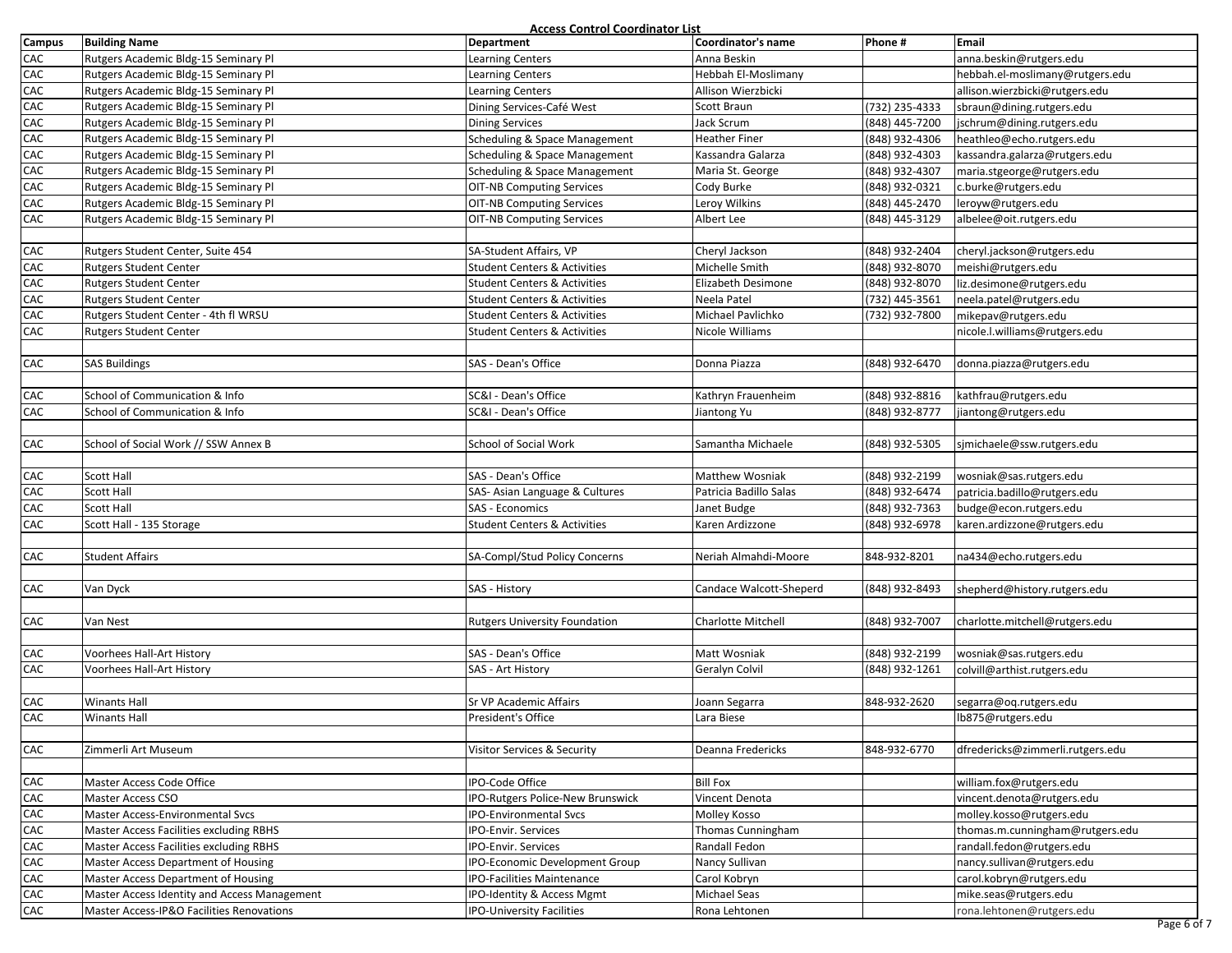**Access Control Coordinator List**

| Campus | Building Name | Department | Coordinator's name | Phone # | Email |
|---|---|---|---|---|---|
| CAC | Rutgers Academic Bldg-15 Seminary Pl | Learning Centers | Anna Beskin | | anna.beskin@rutgers.edu |
| CAC | Rutgers Academic Bldg-15 Seminary Pl | Learning Centers | Hebbah El-Moslimany | | hebbah.el-moslimany@rutgers.edu |
| CAC | Rutgers Academic Bldg-15 Seminary Pl | Learning Centers | Allison Wierzbicki | | allison.wierzbicki@rutgers.edu |
| CAC | Rutgers Academic Bldg-15 Seminary Pl | Dining Services-Café West | Scott Braun | (732) 235-4333 | sbraun@dining.rutgers.edu |
| CAC | Rutgers Academic Bldg-15 Seminary Pl | Dining Services | Jack Scrum | (848) 445-7200 | jschrum@dining.rutgers.edu |
| CAC | Rutgers Academic Bldg-15 Seminary Pl | Scheduling & Space Management | Heather Finer | (848) 932-4306 | heathleo@echo.rutgers.edu |
| CAC | Rutgers Academic Bldg-15 Seminary Pl | Scheduling & Space Management | Kassandra Galarza | (848) 932-4303 | kassandra.galarza@rutgers.edu |
| CAC | Rutgers Academic Bldg-15 Seminary Pl | Scheduling & Space Management | Maria St. George | (848) 932-4307 | maria.stgeorge@rutgers.edu |
| CAC | Rutgers Academic Bldg-15 Seminary Pl | OIT-NB Computing Services | Cody Burke | (848) 932-0321 | c.burke@rutgers.edu |
| CAC | Rutgers Academic Bldg-15 Seminary Pl | OIT-NB Computing Services | Leroy Wilkins | (848) 445-2470 | leroyw@rutgers.edu |
| CAC | Rutgers Academic Bldg-15 Seminary Pl | OIT-NB Computing Services | Albert Lee | (848) 445-3129 | albelee@oit.rutgers.edu |
| | | | | | |
| CAC | Rutgers Student Center, Suite 454 | SA-Student Affairs, VP | Cheryl Jackson | (848) 932-2404 | cheryl.jackson@rutgers.edu |
| CAC | Rutgers Student Center | Student Centers & Activities | Michelle Smith | (848) 932-8070 | meishi@rutgers.edu |
| CAC | Rutgers Student Center | Student Centers & Activities | Elizabeth Desimone | (848) 932-8070 | liz.desimone@rutgers.edu |
| CAC | Rutgers Student Center | Student Centers & Activities | Neela Patel | (732) 445-3561 | neela.patel@rutgers.edu |
| CAC | Rutgers Student Center - 4th fl WRSU | Student Centers & Activities | Michael Pavlichko | (732) 932-7800 | mikepav@rutgers.edu |
| CAC | Rutgers Student Center | Student Centers & Activities | Nicole Williams | | nicole.l.williams@rutgers.edu |
| | | | | | |
| CAC | SAS Buildings | SAS - Dean's Office | Donna Piazza | (848) 932-6470 | donna.piazza@rutgers.edu |
| | | | | | |
| CAC | School of Communication & Info | SC&I - Dean's Office | Kathryn Frauenheim | (848) 932-8816 | kathfrau@rutgers.edu |
| CAC | School of Communication & Info | SC&I - Dean's Office | Jiantong Yu | (848) 932-8777 | jiantong@rutgers.edu |
| | | | | | |
| CAC | School of Social Work // SSW Annex B | School of Social Work | Samantha Michaele | (848) 932-5305 | sjmichaele@ssw.rutgers.edu |
| | | | | | |
| CAC | Scott Hall | SAS - Dean's Office | Matthew Wosniak | (848) 932-2199 | wosniak@sas.rutgers.edu |
| CAC | Scott Hall | SAS- Asian Language & Cultures | Patricia Badillo Salas | (848) 932-6474 | patricia.badillo@rutgers.edu |
| CAC | Scott Hall | SAS - Economics | Janet Budge | (848) 932-7363 | budge@econ.rutgers.edu |
| CAC | Scott Hall - 135 Storage | Student Centers & Activities | Karen Ardizzone | (848) 932-6978 | karen.ardizzone@rutgers.edu |
| | | | | | |
| CAC | Student Affairs | SA-Compl/Stud Policy Concerns | Neriah Almahdi-Moore | 848-932-8201 | na434@echo.rutgers.edu |
| | | | | | |
| CAC | Van Dyck | SAS - History | Candace Walcott-Sheperd | (848) 932-8493 | shepherd@history.rutgers.edu |
| | | | | | |
| CAC | Van Nest | Rutgers University Foundation | Charlotte Mitchell | (848) 932-7007 | charlotte.mitchell@rutgers.edu |
| | | | | | |
| CAC | Voorhees Hall-Art History | SAS - Dean's Office | Matt Wosniak | (848) 932-2199 | wosniak@sas.rutgers.edu |
| CAC | Voorhees Hall-Art History | SAS - Art History | Geralyn Colvil | (848) 932-1261 | colvill@arthist.rutgers.edu |
| | | | | | |
| CAC | Winants Hall | Sr VP Academic Affairs | Joann Segarra | 848-932-2620 | segarra@oq.rutgers.edu |
| CAC | Winants Hall | President's Office | Lara Biese | | lb875@rutgers.edu |
| | | | | | |
| CAC | Zimmerli Art Museum | Visitor Services & Security | Deanna Fredericks | 848-932-6770 | dfredericks@zimmerli.rutgers.edu |
| | | | | | |
| CAC | Master Access Code Office | IPO-Code Office | Bill Fox | | william.fox@rutgers.edu |
| CAC | Master Access CSO | IPO-Rutgers Police-New Brunswick | Vincent Denota | | vincent.denota@rutgers.edu |
| CAC | Master Access-Environmental Svcs | IPO-Environmental Svcs | Molley Kosso | | molley.kosso@rutgers.edu |
| CAC | Master Access Facilities excluding RBHS | IPO-Envir. Services | Thomas Cunningham | | thomas.m.cunningham@rutgers.edu |
| CAC | Master Access Facilities excluding RBHS | IPO-Envir. Services | Randall Fedon | | randall.fedon@rutgers.edu |
| CAC | Master Access Department of Housing | IPO-Economic Development Group | Nancy Sullivan | | nancy.sullivan@rutgers.edu |
| CAC | Master Access Department of Housing | IPO-Facilities Maintenance | Carol Kobryn | | carol.kobryn@rutgers.edu |
| CAC | Master Access Identity and Access Management | IPO-Identity & Access Mgmt | Michael Seas | | mike.seas@rutgers.edu |
| CAC | Master Access-IP&O Facilities Renovations | IPO-University Facilities | Rona Lehtonen | | rona.lehtonen@rutgers.edu |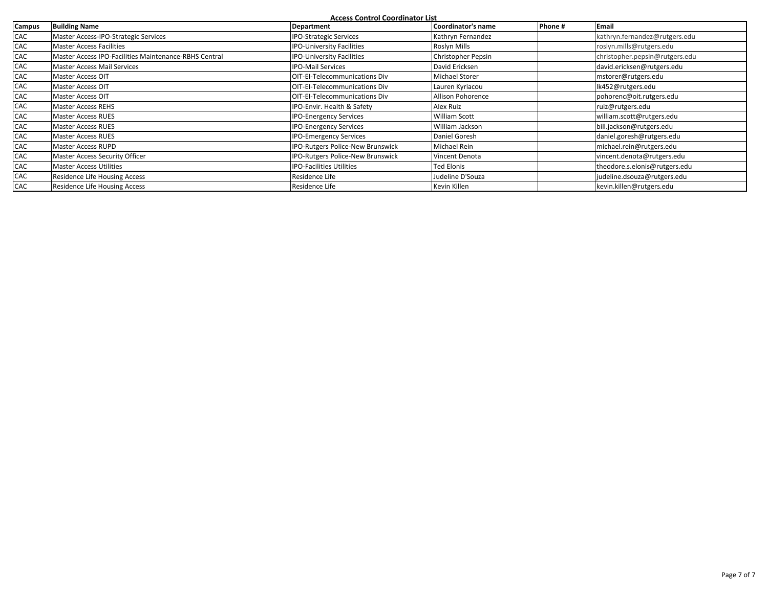**Access Control Coordinator List**

| Campus | Building Name | Department | Coordinator's name | Phone # | Email |
|---|---|---|---|---|---|
| CAC | Master Access-IPO-Strategic Services | IPO-Strategic Services | Kathryn Fernandez | | kathryn.fernandez@rutgers.edu |
| CAC | Master Access Facilities | IPO-University Facilities | Roslyn Mills | | roslyn.mills@rutgers.edu |
| CAC | Master Access IPO-Facilities Maintenance-RBHS Central | IPO-University Facilities | Christopher Pepsin | | christopher.pepsin@rutgers.edu |
| CAC | Master Access Mail Services | IPO-Mail Services | David Ericksen | | david.ericksen@rutgers.edu |
| CAC | Master Access OIT | OIT-EI-Telecommunications Div | Michael Storer | | mstorer@rutgers.edu |
| CAC | Master Access OIT | OIT-EI-Telecommunications Div | Lauren Kyriacou | | lk452@rutgers.edu |
| CAC | Master Access OIT | OIT-EI-Telecommunications Div | Allison Pohorence | | pohorenc@oit.rutgers.edu |
| CAC | Master Access REHS | IPO-Envir. Health & Safety | Alex Ruiz | | ruiz@rutgers.edu |
| CAC | Master Access RUES | IPO-Energency Services | William Scott | | william.scott@rutgers.edu |
| CAC | Master Access RUES | IPO-Energency Services | William Jackson | | bill.jackson@rutgers.edu |
| CAC | Master Access RUES | IPO-Emergency Services | Daniel Goresh | | daniel.goresh@rutgers.edu |
| CAC | Master Access RUPD | IPO-Rutgers Police-New Brunswick | Michael Rein | | michael.rein@rutgers.edu |
| CAC | Master Access Security Officer | IPO-Rutgers Police-New Brunswick | Vincent Denota | | vincent.denota@rutgers.edu |
| CAC | Master Access Utilities | IPO-Facilities Utilities | Ted Elonis | | theodore.s.elonis@rutgers.edu |
| CAC | Residence Life Housing Access | Residence Life | Judeline D'Souza | | judeline.dsouza@rutgers.edu |
| CAC | Residence Life Housing Access | Residence Life | Kevin Killen | | kevin.killen@rutgers.edu |